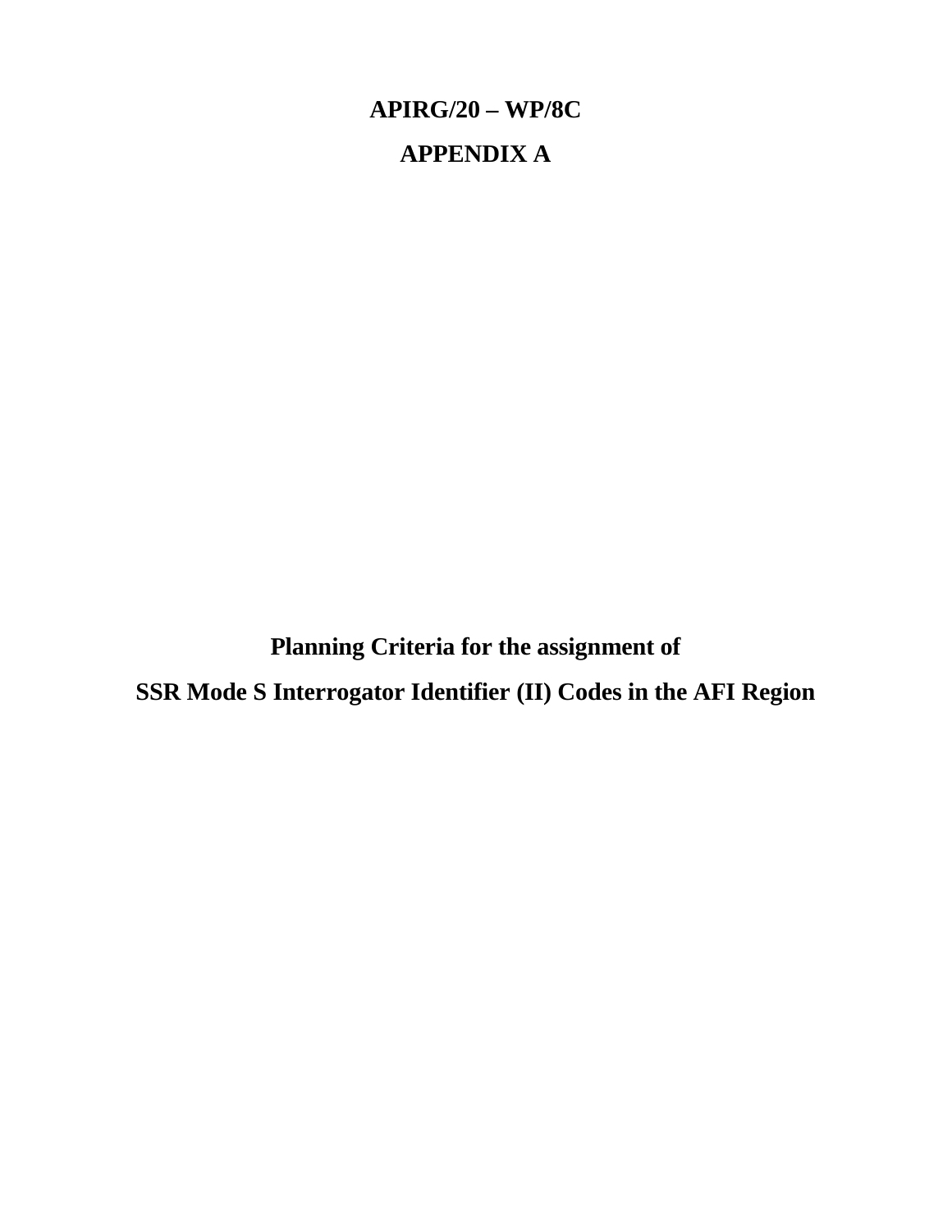**APIRG/20 – WP/8C**

**APPENDIX A**

# Planning Criteria for the assignment of SSR Mode S Interrogator Identifier (II) Codes in the AFI Region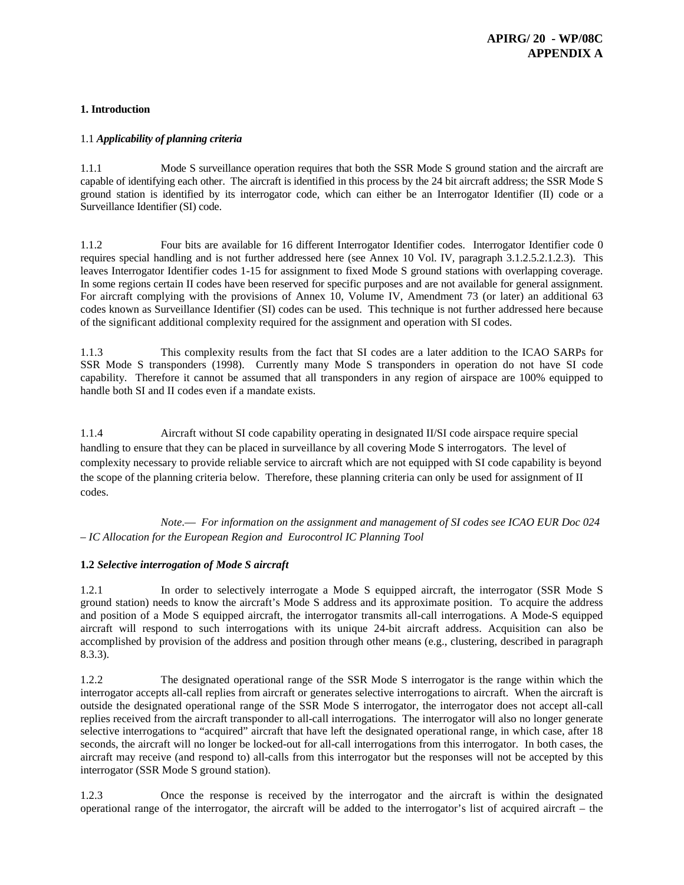## 1. Introduction

### 1.1 *Applicability of planning criteria*

1.1.1 Mode S surveillance operation requires that both the SSR Mode S ground station and the aircraft are capable of identifying each other. The aircraft is identified in this process by the 24 bit aircraft address; the SSR Mode S ground station is identified by its interrogator code, which can either be an Interrogator Identifier (II) code or a Surveillance Identifier (SI) code.

1.1.2 Four bits are available for 16 different Interrogator Identifier codes. Interrogator Identifier code 0 requires special handling and is not further addressed here (see Annex 10 Vol. IV, paragraph 3.1.2.5.2.1.2.3). This leaves Interrogator Identifier codes 1-15 for assignment to fixed Mode S ground stations with overlapping coverage. In some regions certain II codes have been reserved for specific purposes and are not available for general assignment. For aircraft complying with the provisions of Annex 10, Volume IV, Amendment 73 (or later) an additional 63 codes known as Surveillance Identifier (SI) codes can be used. This technique is not further addressed here because of the significant additional complexity required for the assignment and operation with SI codes.

1.1.3 This complexity results from the fact that SI codes are a later addition to the ICAO SARPs for SSR Mode S transponders (1998). Currently many Mode S transponders in operation do not have SI code capability. Therefore it cannot be assumed that all transponders in any region of airspace are 100% equipped to handle both SI and II codes even if a mandate exists.

1.1.4 Aircraft without SI code capability operating in designated II/SI code airspace require special handling to ensure that they can be placed in surveillance by all covering Mode S interrogators. The level of complexity necessary to provide reliable service to aircraft which are not equipped with SI code capability is beyond the scope of the planning criteria below. Therefore, these planning criteria can only be used for assignment of II codes.

*Note.— For information on the assignment and management of SI codes see ICAO EUR Doc 024 – IC Allocation for the European Region and Eurocontrol IC Planning Tool*

### 1.2 *Selective interrogation of Mode S aircraft*

1.2.1 In order to selectively interrogate a Mode S equipped aircraft, the interrogator (SSR Mode S ground station) needs to know the aircraft's Mode S address and its approximate position. To acquire the address and position of a Mode S equipped aircraft, the interrogator transmits all-call interrogations. A Mode-S equipped aircraft will respond to such interrogations with its unique 24-bit aircraft address. Acquisition can also be accomplished by provision of the address and position through other means (e.g., clustering, described in paragraph 8.3.3).

1.2.2 The designated operational range of the SSR Mode S interrogator is the range within which the interrogator accepts all-call replies from aircraft or generates selective interrogations to aircraft. When the aircraft is outside the designated operational range of the SSR Mode S interrogator, the interrogator does not accept all-call replies received from the aircraft transponder to all-call interrogations. The interrogator will also no longer generate selective interrogations to "acquired" aircraft that have left the designated operational range, in which case, after 18 seconds, the aircraft will no longer be locked-out for all-call interrogations from this interrogator. In both cases, the aircraft may receive (and respond to) all-calls from this interrogator but the responses will not be accepted by this interrogator (SSR Mode S ground station).

1.2.3 Once the response is received by the interrogator and the aircraft is within the designated operational range of the interrogator, the aircraft will be added to the interrogator's list of acquired aircraft – the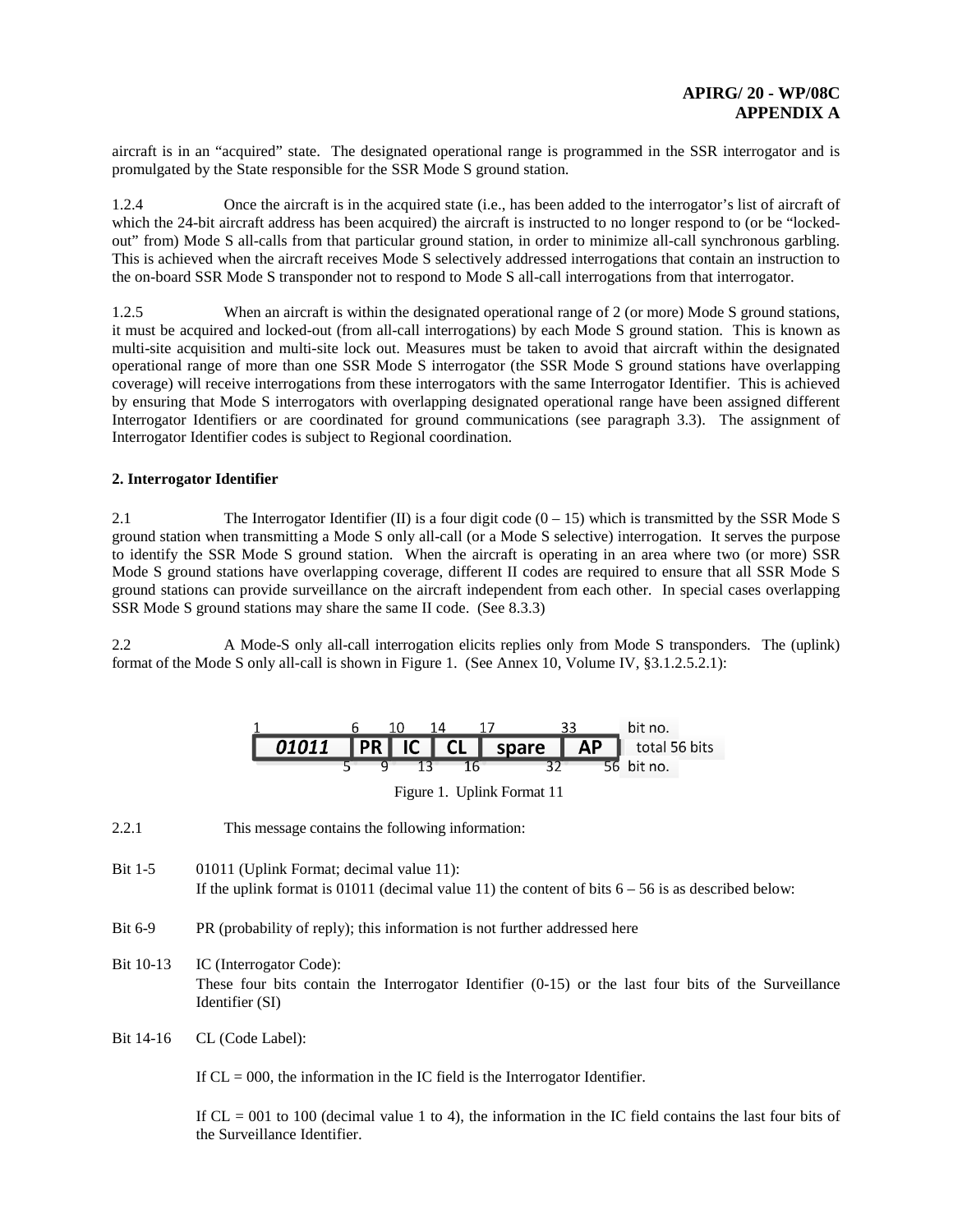aircraft is in an "acquired" state. The designated operational range is programmed in the SSR interrogator and is promulgated by the State responsible for the SSR Mode S ground station.

1.2.4 Once the aircraft is in the acquired state (i.e., has been added to the interrogator's list of aircraft of which the 24-bit aircraft address has been acquired) the aircraft is instructed to no longer respond to (or be "locked-out" from) Mode S all-calls from that particular ground station, in order to minimize all-call synchronous garbling. This is achieved when the aircraft receives Mode S selectively addressed interrogations that contain an instruction to the on-board SSR Mode S transponder not to respond to Mode S all-call interrogations from that interrogator.

1.2.5 When an aircraft is within the designated operational range of 2 (or more) Mode S ground stations, it must be acquired and locked-out (from all-call interrogations) by each Mode S ground station. This is known as multi-site acquisition and multi-site lock out. Measures must be taken to avoid that aircraft within the designated operational range of more than one SSR Mode S interrogator (the SSR Mode S ground stations have overlapping coverage) will receive interrogations from these interrogators with the same Interrogator Identifier. This is achieved by ensuring that Mode S interrogators with overlapping designated operational range have been assigned different Interrogator Identifiers or are coordinated for ground communications (see paragraph 3.3). The assignment of Interrogator Identifier codes is subject to Regional coordination.

**2. Interrogator Identifier**

2.1 The Interrogator Identifier (II) is a four digit code (0 – 15) which is transmitted by the SSR Mode S ground station when transmitting a Mode S only all-call (or a Mode S selective) interrogation. It serves the purpose to identify the SSR Mode S ground station. When the aircraft is operating in an area where two (or more) SSR Mode S ground stations have overlapping coverage, different II codes are required to ensure that all SSR Mode S ground stations can provide surveillance on the aircraft independent from each other. In special cases overlapping SSR Mode S ground stations may share the same II code. (See 8.3.3)

2.2 A Mode-S only all-call interrogation elicits replies only from Mode S transponders. The (uplink) format of the Mode S only all-call is shown in Figure 1. (See Annex 10, Volume IV, §3.1.2.5.2.1):

1 6 10 14 17 33 bit no.
01011 PR IC CL spare AP total 56 bits
5 9 13 16 32 56 bit no.

Figure 1. Uplink Format 11

2.2.1 This message contains the following information:

Bit 1-5 01011 (Uplink Format; decimal value 11):
If the uplink format is 01011 (decimal value 11) the content of bits 6 – 56 is as described below:

Bit 6-9 PR (probability of reply); this information is not further addressed here

Bit 10-13 IC (Interrogator Code):
These four bits contain the Interrogator Identifier (0-15) or the last four bits of the Surveillance Identifier (SI)

Bit 14-16 CL (Code Label):

If CL = 000, the information in the IC field is the Interrogator Identifier.

If CL = 001 to 100 (decimal value 1 to 4), the information in the IC field contains the last four bits of the Surveillance Identifier.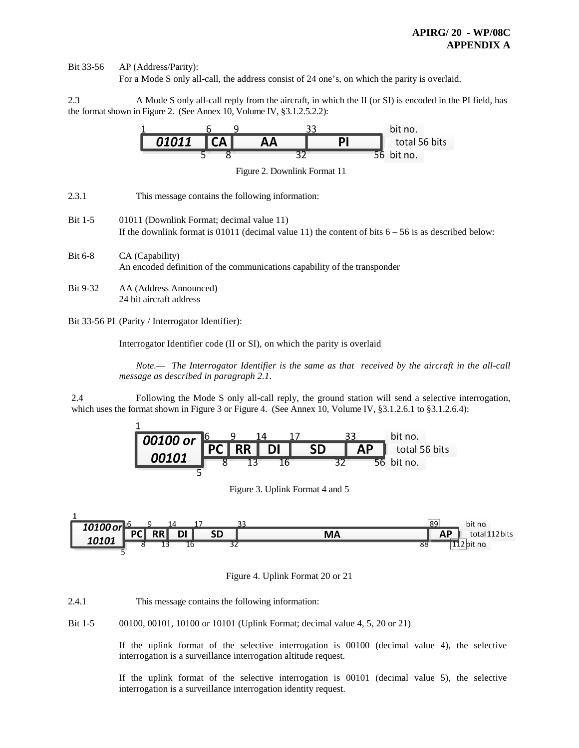Bit 33-56 AP (Address/Parity):

For a Mode S only all-call, the address consist of 24 one's, on which the parity is overlaid.

2.3 A Mode S only all-call reply from the aircraft, in which the II (or SI) is encoded in the PI field, has the format shown in Figure 2. (See Annex 10, Volume IV, §3.1.2.5.2.2):

| 1–5 | 6–8 | 9–32 | 33–56 |
|---|---|---|---|
| 01011 | CA | AA | PI |

total 56 bits

Figure 2. Downlink Format 11

2.3.1 This message contains the following information:

Bit 1-5 01011 (Downlink Format; decimal value 11)

If the downlink format is 01011 (decimal value 11) the content of bits 6 – 56 is as described below:

Bit 6-8 CA (Capability)

An encoded definition of the communications capability of the transponder

Bit 9-32 AA (Address Announced)

24 bit aircraft address

Bit 33-56 PI (Parity / Interrogator Identifier):

Interrogator Identifier code (II or SI), on which the parity is overlaid

*Note.— The Interrogator Identifier is the same as that received by the aircraft in the all-call message as described in paragraph 2.1.*

2.4 Following the Mode S only all-call reply, the ground station will send a selective interrogation, which uses the format shown in Figure 3 or Figure 4. (See Annex 10, Volume IV, §3.1.2.6.1 to §3.1.2.6.4):

| 1–5 | 6–8 | 9–13 | 14–16 | 17–32 | 33–56 |
|---|---|---|---|---|---|
| 00100 or 00101 | PC | RR | DI | SD | AP |

total 56 bits

Figure 3. Uplink Format 4 and 5

| 1–5 | 6–8 | 9–13 | 14–16 | 17–32 | 33–88 | 89–112 |
|---|---|---|---|---|---|---|
| 10100 or 10101 | PC | RR | DI | SD | MA | AP |

total 112 bits

Figure 4. Uplink Format 20 or 21

2.4.1 This message contains the following information:

Bit 1-5 00100, 00101, 10100 or 10101 (Uplink Format; decimal value 4, 5, 20 or 21)

If the uplink format of the selective interrogation is 00100 (decimal value 4), the selective interrogation is a surveillance interrogation altitude request.

If the uplink format of the selective interrogation is 00101 (decimal value 5), the selective interrogation is a surveillance interrogation identity request.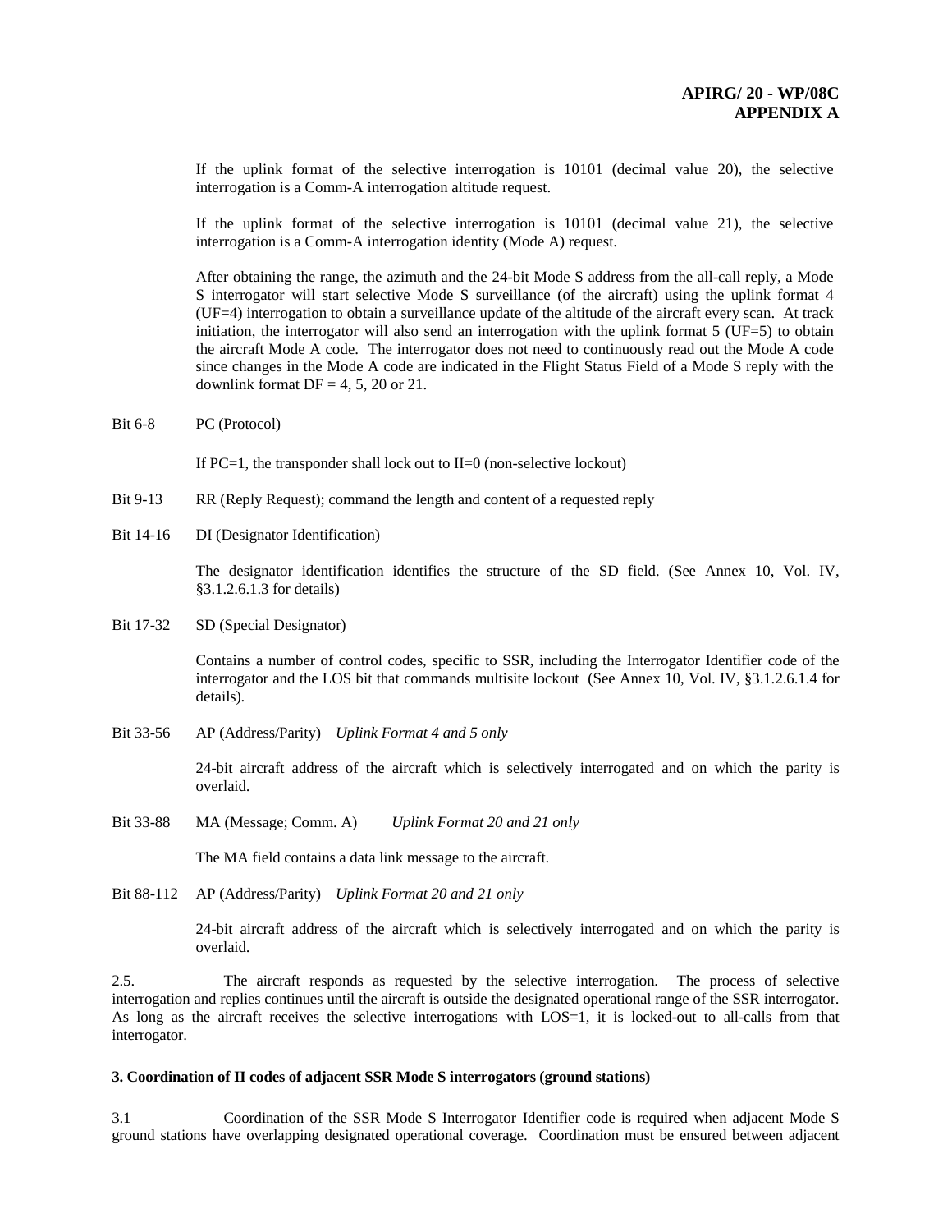If the uplink format of the selective interrogation is 10101 (decimal value 20), the selective interrogation is a Comm-A interrogation altitude request.

If the uplink format of the selective interrogation is 10101 (decimal value 21), the selective interrogation is a Comm-A interrogation identity (Mode A) request.

After obtaining the range, the azimuth and the 24-bit Mode S address from the all-call reply, a Mode S interrogator will start selective Mode S surveillance (of the aircraft) using the uplink format 4 (UF=4) interrogation to obtain a surveillance update of the altitude of the aircraft every scan. At track initiation, the interrogator will also send an interrogation with the uplink format 5 (UF=5) to obtain the aircraft Mode A code. The interrogator does not need to continuously read out the Mode A code since changes in the Mode A code are indicated in the Flight Status Field of a Mode S reply with the downlink format DF = 4, 5, 20 or 21.

Bit 6-8 PC (Protocol)

If PC=1, the transponder shall lock out to II=0 (non-selective lockout)

Bit 9-13 RR (Reply Request); command the length and content of a requested reply

Bit 14-16 DI (Designator Identification)

The designator identification identifies the structure of the SD field. (See Annex 10, Vol. IV, §3.1.2.6.1.3 for details)

Bit 17-32 SD (Special Designator)

Contains a number of control codes, specific to SSR, including the Interrogator Identifier code of the interrogator and the LOS bit that commands multisite lockout (See Annex 10, Vol. IV, §3.1.2.6.1.4 for details).

Bit 33-56 AP (Address/Parity) *Uplink Format 4 and 5 only*

24-bit aircraft address of the aircraft which is selectively interrogated and on which the parity is overlaid.

Bit 33-88 MA (Message; Comm. A) *Uplink Format 20 and 21 only*

The MA field contains a data link message to the aircraft.

Bit 88-112 AP (Address/Parity) *Uplink Format 20 and 21 only*

24-bit aircraft address of the aircraft which is selectively interrogated and on which the parity is overlaid.

2.5. The aircraft responds as requested by the selective interrogation. The process of selective interrogation and replies continues until the aircraft is outside the designated operational range of the SSR interrogator. As long as the aircraft receives the selective interrogations with LOS=1, it is locked-out to all-calls from that interrogator.

**3. Coordination of II codes of adjacent SSR Mode S interrogators (ground stations)**

3.1 Coordination of the SSR Mode S Interrogator Identifier code is required when adjacent Mode S ground stations have overlapping designated operational coverage. Coordination must be ensured between adjacent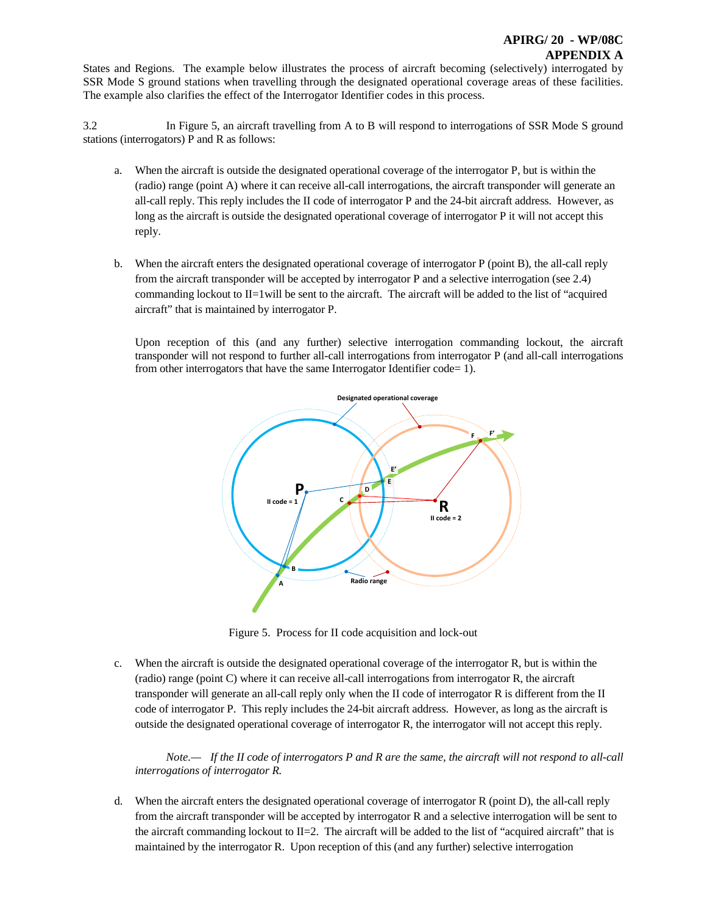States and Regions. The example below illustrates the process of aircraft becoming (selectively) interrogated by SSR Mode S ground stations when travelling through the designated operational coverage areas of these facilities. The example also clarifies the effect of the Interrogator Identifier codes in this process.

3.2 In Figure 5, an aircraft travelling from A to B will respond to interrogations of SSR Mode S ground stations (interrogators) P and R as follows:

a. When the aircraft is outside the designated operational coverage of the interrogator P, but is within the (radio) range (point A) where it can receive all-call interrogations, the aircraft transponder will generate an all-call reply. This reply includes the II code of interrogator P and the 24-bit aircraft address. However, as long as the aircraft is outside the designated operational coverage of interrogator P it will not accept this reply.

b. When the aircraft enters the designated operational coverage of interrogator P (point B), the all-call reply from the aircraft transponder will be accepted by interrogator P and a selective interrogation (see 2.4) commanding lockout to II=1will be sent to the aircraft. The aircraft will be added to the list of "acquired aircraft" that is maintained by interrogator P.

   Upon reception of this (and any further) selective interrogation commanding lockout, the aircraft transponder will not respond to further all-call interrogations from interrogator P (and all-call interrogations from other interrogators that have the same Interrogator Identifier code= 1).

Designated operational coverage

P

II code = 1

R

II code = 2

A B C D E E' F F'

Radio range

Figure 5. Process for II code acquisition and lock-out

c. When the aircraft is outside the designated operational coverage of the interrogator R, but is within the (radio) range (point C) where it can receive all-call interrogations from interrogator R, the aircraft transponder will generate an all-call reply only when the II code of interrogator R is different from the II code of interrogator P. This reply includes the 24-bit aircraft address. However, as long as the aircraft is outside the designated operational coverage of interrogator R, the interrogator will not accept this reply.

   *Note.— If the II code of interrogators P and R are the same, the aircraft will not respond to all-call interrogations of interrogator R.*

d. When the aircraft enters the designated operational coverage of interrogator R (point D), the all-call reply from the aircraft transponder will be accepted by interrogator R and a selective interrogation will be sent to the aircraft commanding lockout to II=2. The aircraft will be added to the list of "acquired aircraft" that is maintained by the interrogator R. Upon reception of this (and any further) selective interrogation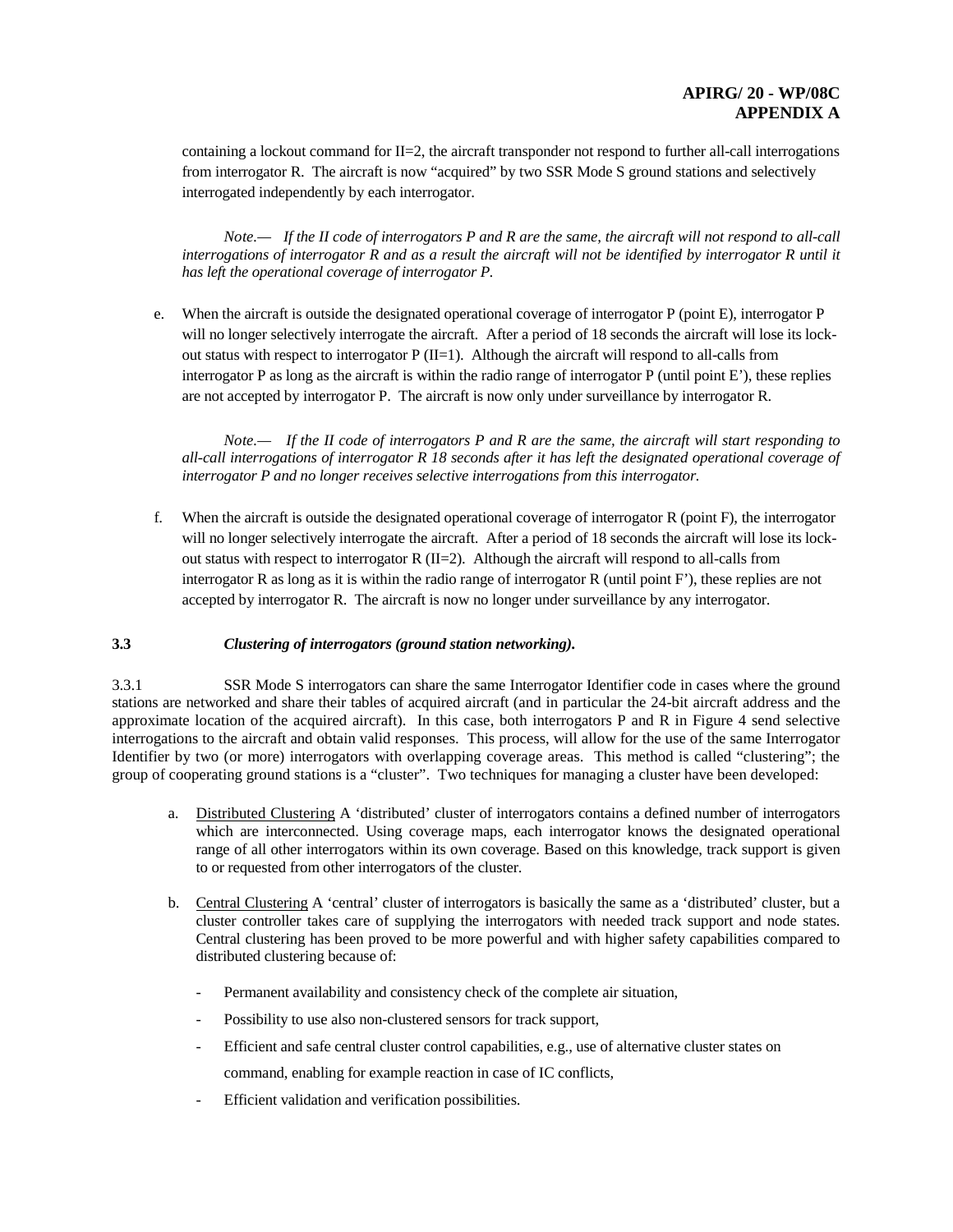containing a lockout command for II=2, the aircraft transponder not respond to further all-call interrogations from interrogator R. The aircraft is now "acquired" by two SSR Mode S ground stations and selectively interrogated independently by each interrogator.

*Note.— If the II code of interrogators P and R are the same, the aircraft will not respond to all-call interrogations of interrogator R and as a result the aircraft will not be identified by interrogator R until it has left the operational coverage of interrogator P.*

e. When the aircraft is outside the designated operational coverage of interrogator P (point E), interrogator P will no longer selectively interrogate the aircraft. After a period of 18 seconds the aircraft will lose its lock-out status with respect to interrogator P (II=1). Although the aircraft will respond to all-calls from interrogator P as long as the aircraft is within the radio range of interrogator P (until point E'), these replies are not accepted by interrogator P. The aircraft is now only under surveillance by interrogator R.

*Note.— If the II code of interrogators P and R are the same, the aircraft will start responding to all-call interrogations of interrogator R 18 seconds after it has left the designated operational coverage of interrogator P and no longer receives selective interrogations from this interrogator.*

f. When the aircraft is outside the designated operational coverage of interrogator R (point F), the interrogator will no longer selectively interrogate the aircraft. After a period of 18 seconds the aircraft will lose its lock-out status with respect to interrogator R (II=2). Although the aircraft will respond to all-calls from interrogator R as long as it is within the radio range of interrogator R (until point F'), these replies are not accepted by interrogator R. The aircraft is now no longer under surveillance by any interrogator.

### 3.3 *Clustering of interrogators (ground station networking).*

3.3.1 SSR Mode S interrogators can share the same Interrogator Identifier code in cases where the ground stations are networked and share their tables of acquired aircraft (and in particular the 24-bit aircraft address and the approximate location of the acquired aircraft). In this case, both interrogators P and R in Figure 4 send selective interrogations to the aircraft and obtain valid responses. This process, will allow for the use of the same Interrogator Identifier by two (or more) interrogators with overlapping coverage areas. This method is called "clustering"; the group of cooperating ground stations is a "cluster". Two techniques for managing a cluster have been developed:

a. Distributed Clustering A 'distributed' cluster of interrogators contains a defined number of interrogators which are interconnected. Using coverage maps, each interrogator knows the designated operational range of all other interrogators within its own coverage. Based on this knowledge, track support is given to or requested from other interrogators of the cluster.

b. Central Clustering A 'central' cluster of interrogators is basically the same as a 'distributed' cluster, but a cluster controller takes care of supplying the interrogators with needed track support and node states. Central clustering has been proved to be more powerful and with higher safety capabilities compared to distributed clustering because of:

- Permanent availability and consistency check of the complete air situation,
- Possibility to use also non-clustered sensors for track support,
- Efficient and safe central cluster control capabilities, e.g., use of alternative cluster states on command, enabling for example reaction in case of IC conflicts,
- Efficient validation and verification possibilities.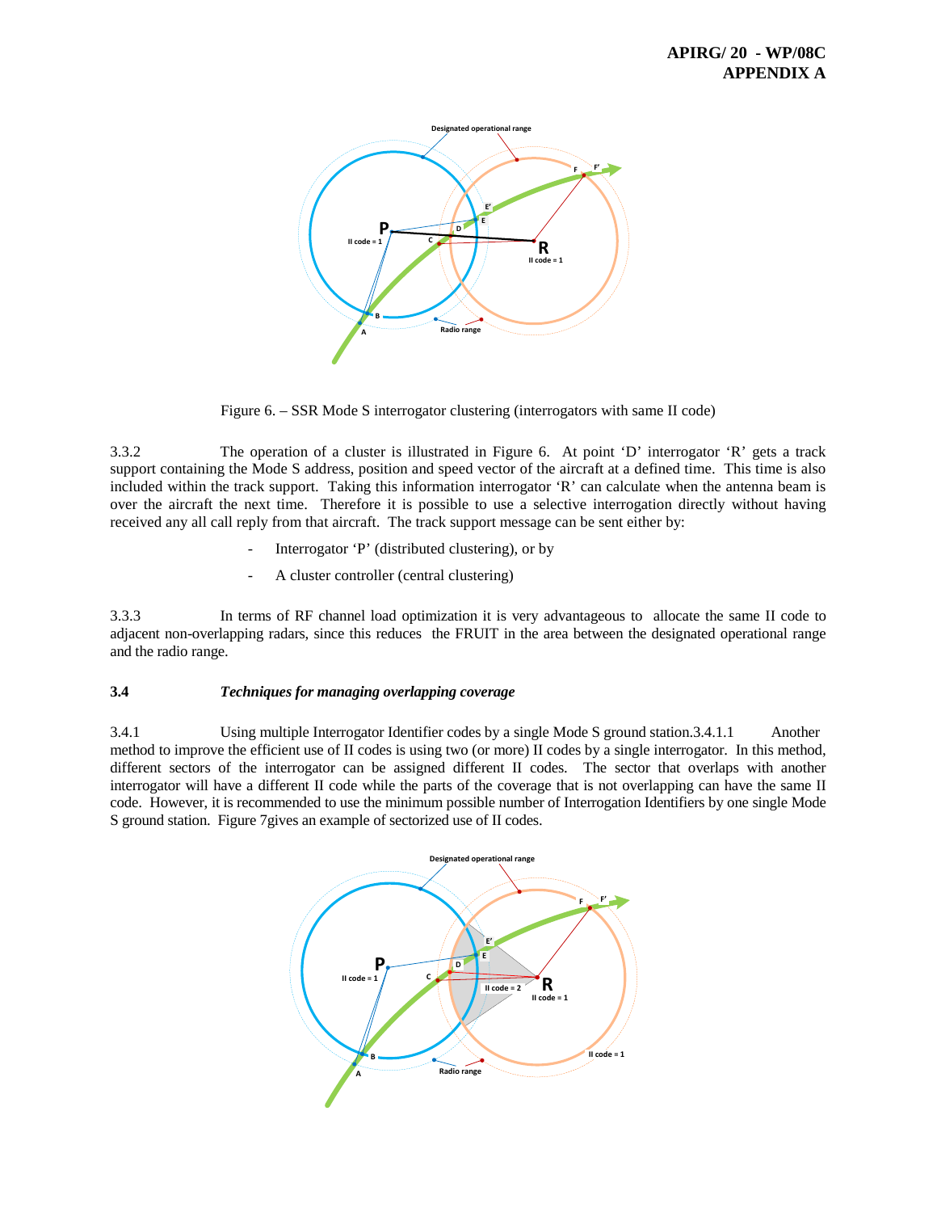Designated operational range

P
II code = 1

R
II code = 1

A B C D E E' F F'

Radio range

Figure 6. – SSR Mode S interrogator clustering (interrogators with same II code)

3.3.2 The operation of a cluster is illustrated in Figure 6. At point 'D' interrogator 'R' gets a track support containing the Mode S address, position and speed vector of the aircraft at a defined time. This time is also included within the track support. Taking this information interrogator 'R' can calculate when the antenna beam is over the aircraft the next time. Therefore it is possible to use a selective interrogation directly without having received any all call reply from that aircraft. The track support message can be sent either by:

- Interrogator 'P' (distributed clustering), or by
- A cluster controller (central clustering)

3.3.3 In terms of RF channel load optimization it is very advantageous to allocate the same II code to adjacent non-overlapping radars, since this reduces the FRUIT in the area between the designated operational range and the radio range.

### 3.4 *Techniques for managing overlapping coverage*

3.4.1 Using multiple Interrogator Identifier codes by a single Mode S ground station.3.4.1.1 Another method to improve the efficient use of II codes is using two (or more) II codes by a single interrogator. In this method, different sectors of the interrogator can be assigned different II codes. The sector that overlaps with another interrogator will have a different II code while the parts of the coverage that is not overlapping can have the same II code. However, it is recommended to use the minimum possible number of Interrogation Identifiers by one single Mode S ground station. Figure 7gives an example of sectorized use of II codes.

Designated operational range

P
II code = 1

R
II code = 1

II code = 2

II code = 1

A B C D E E' F F'

Radio range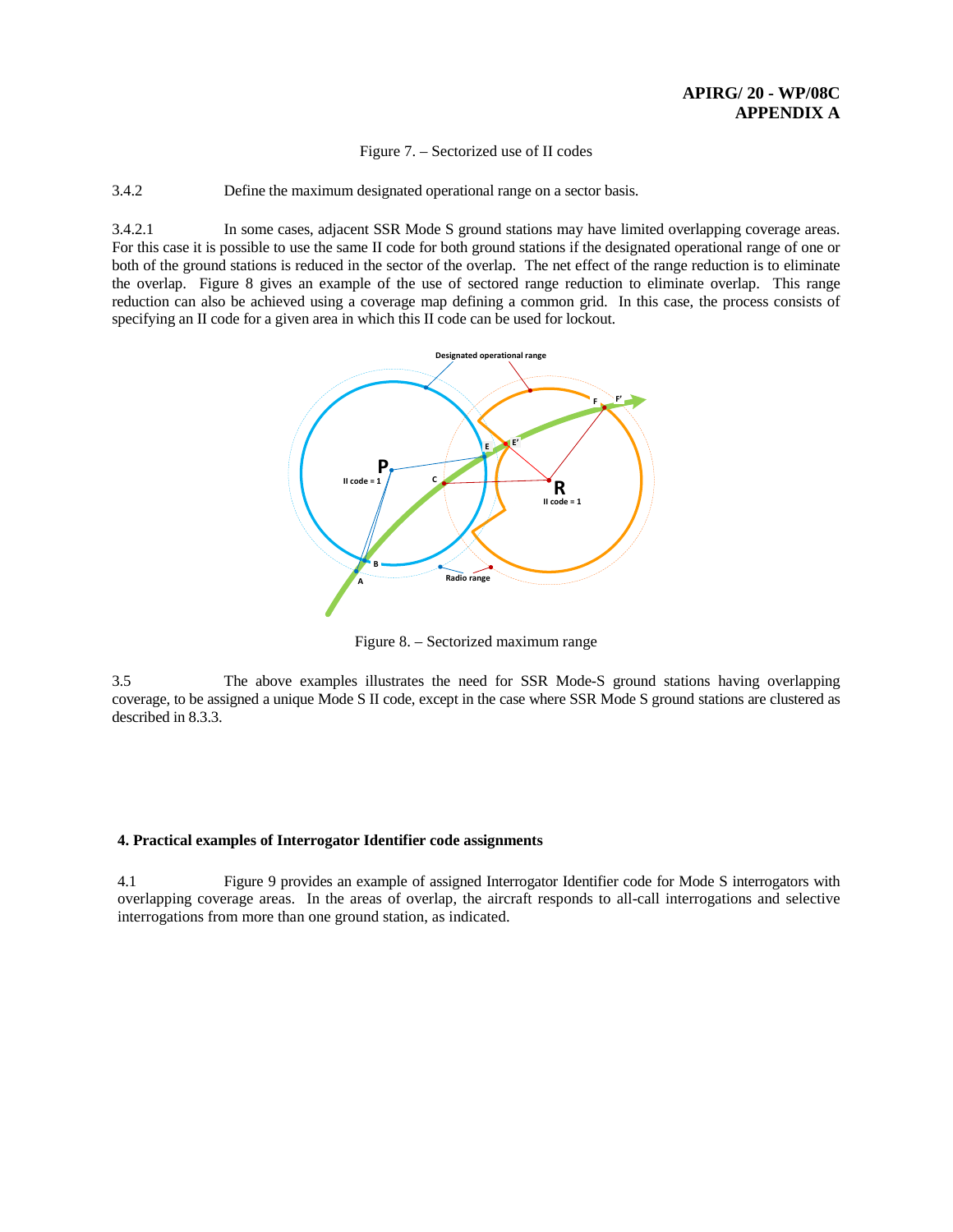Figure 7. – Sectorized use of II codes

3.4.2 Define the maximum designated operational range on a sector basis.

3.4.2.1 In some cases, adjacent SSR Mode S ground stations may have limited overlapping coverage areas. For this case it is possible to use the same II code for both ground stations if the designated operational range of one or both of the ground stations is reduced in the sector of the overlap. The net effect of the range reduction is to eliminate the overlap. Figure 8 gives an example of the use of sectored range reduction to eliminate overlap. This range reduction can also be achieved using a coverage map defining a common grid. In this case, the process consists of specifying an II code for a given area in which this II code can be used for lockout.

Designated operational range

P

II code = 1

R

II code = 1

A

B

C

E

E'

F

F'

Radio range

Figure 8. – Sectorized maximum range

3.5 The above examples illustrates the need for SSR Mode-S ground stations having overlapping coverage, to be assigned a unique Mode S II code, except in the case where SSR Mode S ground stations are clustered as described in 8.3.3.

## 4. Practical examples of Interrogator Identifier code assignments

4.1 Figure 9 provides an example of assigned Interrogator Identifier code for Mode S interrogators with overlapping coverage areas. In the areas of overlap, the aircraft responds to all-call interrogations and selective interrogations from more than one ground station, as indicated.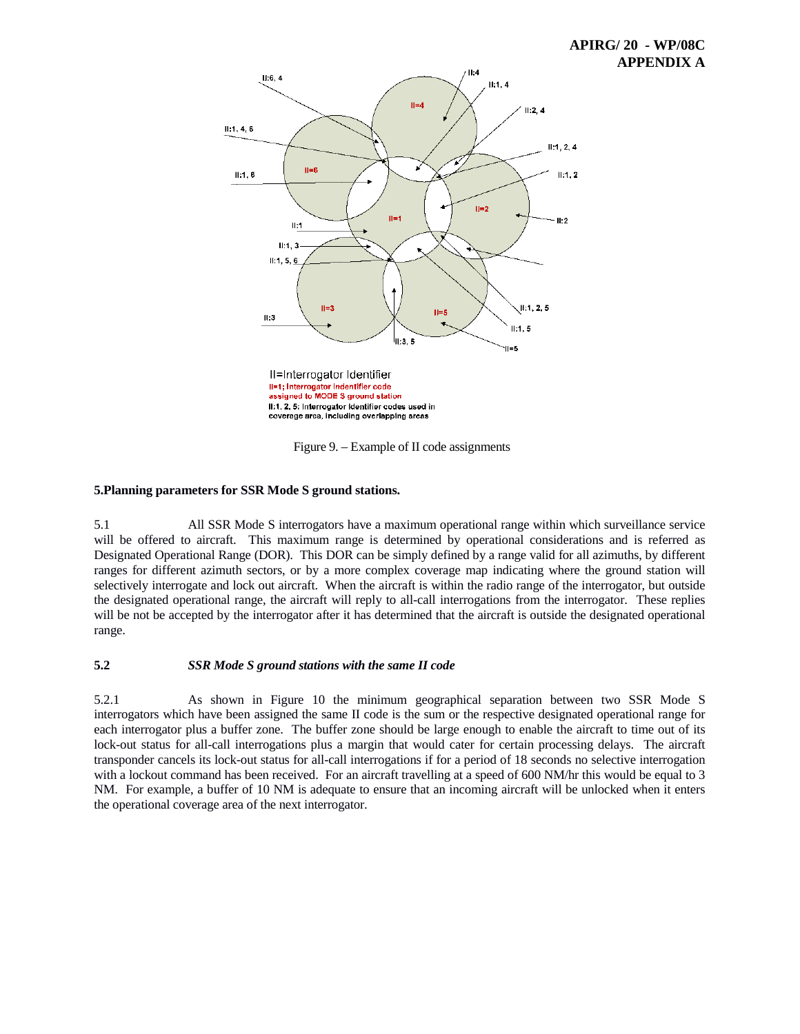II:6, 4

II:4

II:1, 4

II=4

II:2, 4

II:1, 4, 6

II:1, 2, 4

II=6

II:1, 6

II:1, 2

II=2

II=1

II:2

II:1

II:1, 3

II:1, 5, 6

II:1, 2, 5

II=3

II=5

II:3

II:1, 5

II:3, 5

II=5

II=Interrogator Identifier

II=1; Interrogator Indentifier code assigned to MODE S ground station

II:1, 2, 5: Interrogator Identifier codes used in coverage area, including overlapping areas

Figure 9. – Example of II code assignments

**5.Planning parameters for SSR Mode S ground stations.**

5.1 All SSR Mode S interrogators have a maximum operational range within which surveillance service will be offered to aircraft. This maximum range is determined by operational considerations and is referred as Designated Operational Range (DOR). This DOR can be simply defined by a range valid for all azimuths, by different ranges for different azimuth sectors, or by a more complex coverage map indicating where the ground station will selectively interrogate and lock out aircraft. When the aircraft is within the radio range of the interrogator, but outside the designated operational range, the aircraft will reply to all-call interrogations from the interrogator. These replies will be not be accepted by the interrogator after it has determined that the aircraft is outside the designated operational range.

**5.2** ***SSR Mode S ground stations with the same II code***

5.2.1 As shown in Figure 10 the minimum geographical separation between two SSR Mode S interrogators which have been assigned the same II code is the sum or the respective designated operational range for each interrogator plus a buffer zone. The buffer zone should be large enough to enable the aircraft to time out of its lock-out status for all-call interrogations plus a margin that would cater for certain processing delays. The aircraft transponder cancels its lock-out status for all-call interrogations if for a period of 18 seconds no selective interrogation with a lockout command has been received. For an aircraft travelling at a speed of 600 NM/hr this would be equal to 3 NM. For example, a buffer of 10 NM is adequate to ensure that an incoming aircraft will be unlocked when it enters the operational coverage area of the next interrogator.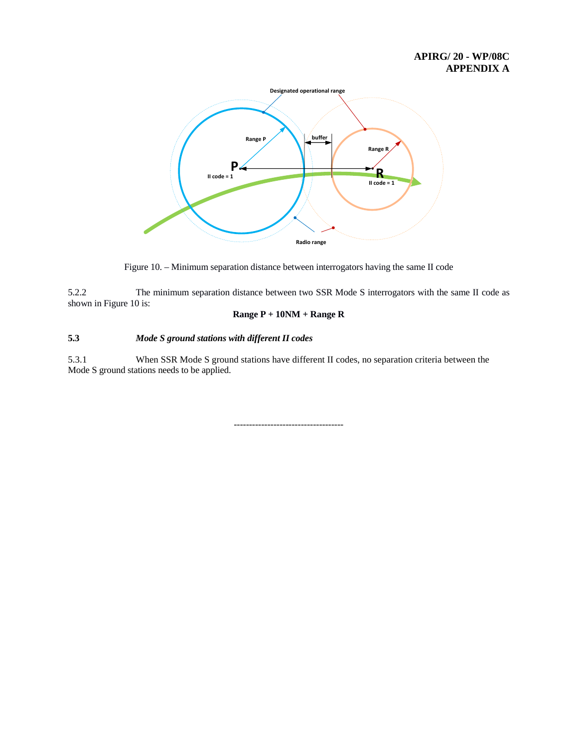Designated operational range

Range P

buffer

Range R

P

II code = 1

R

II code = 1

Radio range

Figure 10. – Minimum separation distance between interrogators having the same II code

5.2.2 The minimum separation distance between two SSR Mode S interrogators with the same II code as shown in Figure 10 is:

**Range P + 10NM + Range R**

### 5.3 *Mode S ground stations with different II codes*

5.3.1 When SSR Mode S ground stations have different II codes, no separation criteria between the Mode S ground stations needs to be applied.

-----------------------------------